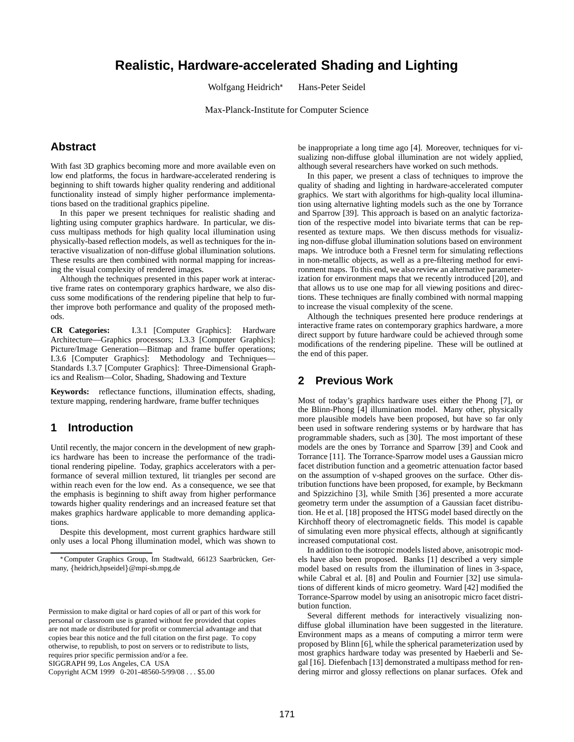# Realistic, Hardware-accelerated Shading and Lighting

Wolfgang Heidrich* Hans-Peter Seidel

Max-Planck-Institute for Computer Science

## Abstract

With fast 3D graphics becoming more and more available even on low end platforms, the focus in hardware-accelerated rendering is beginning to shift towards higher quality rendering and additional functionality instead of simply higher performance implementations based on the traditional graphics pipeline.

In this paper we present techniques for realistic shading and lighting using computer graphics hardware. In particular, we discuss multipass methods for high quality local illumination using physically-based reflection models, as well as techniques for the interactive visualization of non-diffuse global illumination solutions. These results are then combined with normal mapping for increasing the visual complexity of rendered images.

Although the techniques presented in this paper work at interactive frame rates on contemporary graphics hardware, we also discuss some modifications of the rendering pipeline that help to further improve both performance and quality of the proposed methods.

**CR Categories:** I.3.1 [Computer Graphics]: Hardware Architecture—Graphics processors; I.3.3 [Computer Graphics]: Picture/Image Generation—Bitmap and frame buffer operations; I.3.6 [Computer Graphics]: Methodology and Techniques—Standards I.3.7 [Computer Graphics]: Three-Dimensional Graphics and Realism—Color, Shading, Shadowing and Texture

**Keywords:** reflectance functions, illumination effects, shading, texture mapping, rendering hardware, frame buffer techniques

## 1 Introduction

Until recently, the major concern in the development of new graphics hardware has been to increase the performance of the traditional rendering pipeline. Today, graphics accelerators with a performance of several million textured, lit triangles per second are within reach even for the low end. As a consequence, we see that the emphasis is beginning to shift away from higher performance towards higher quality renderings and an increased feature set that makes graphics hardware applicable to more demanding applications.

Despite this development, most current graphics hardware still only uses a local Phong illumination model, which was shown to be inappropriate a long time ago [4]. Moreover, techniques for visualizing non-diffuse global illumination are not widely applied, although several researchers have worked on such methods.

In this paper, we present a class of techniques to improve the quality of shading and lighting in hardware-accelerated computer graphics. We start with algorithms for high-quality local illumination using alternative lighting models such as the one by Torrance and Sparrow [39]. This approach is based on an analytic factorization of the respective model into bivariate terms that can be represented as texture maps. We then discuss methods for visualizing non-diffuse global illumination solutions based on environment maps. We introduce both a Fresnel term for simulating reflections in non-metallic objects, as well as a pre-filtering method for environment maps. To this end, we also review an alternative parameterization for environment maps that we recently introduced [20], and that allows us to use one map for all viewing positions and directions. These techniques are finally combined with normal mapping to increase the visual complexity of the scene.

Although the techniques presented here produce renderings at interactive frame rates on contemporary graphics hardware, a more direct support by future hardware could be achieved through some modifications of the rendering pipeline. These will be outlined at the end of this paper.

## 2 Previous Work

Most of today's graphics hardware uses either the Phong [7], or the Blinn-Phong [4] illumination model. Many other, physically more plausible models have been proposed, but have so far only been used in software rendering systems or by hardware that has programmable shaders, such as [30]. The most important of these models are the ones by Torrance and Sparrow [39] and Cook and Torrance [11]. The Torrance-Sparrow model uses a Gaussian micro facet distribution function and a geometric attenuation factor based on the assumption of v-shaped grooves on the surface. Other distribution functions have been proposed, for example, by Beckmann and Spizzichino [3], while Smith [36] presented a more accurate geometry term under the assumption of a Gaussian facet distribution. He et al. [18] proposed the HTSG model based directly on the Kirchhoff theory of electromagnetic fields. This model is capable of simulating even more physical effects, although at significantly increased computational cost.

In addition to the isotropic models listed above, anisotropic models have also been proposed. Banks [1] described a very simple model based on results from the illumination of lines in 3-space, while Cabral et al. [8] and Poulin and Fournier [32] use simulations of different kinds of micro geometry. Ward [42] modified the Torrance-Sparrow model by using an anisotropic micro facet distribution function.

Several different methods for interactively visualizing non-diffuse global illumination have been suggested in the literature. Environment maps as a means of computing a mirror term were proposed by Blinn [6], while the spherical parameterization used by most graphics hardware today was presented by Haeberli and Segal [16]. Diefenbach [13] demonstrated a multipass method for rendering mirror and glossy reflections on planar surfaces. Ofek and

---

*Computer Graphics Group, Im Stadtwald, 66123 Saarbrücken, Germany, {heidrich,hpseidel}@mpi-sb.mpg.de

Permission to make digital or hard copies of all or part of this work for personal or classroom use is granted without fee provided that copies are not made or distributed for profit or commercial advantage and that copies bear this notice and the full citation on the first page. To copy otherwise, to republish, to post on servers or to redistribute to lists, requires prior specific permission and/or a fee.
SIGGRAPH 99, Los Angeles, CA USA
Copyright ACM 1999 0-201-48560-5/99/08 . . . $5.00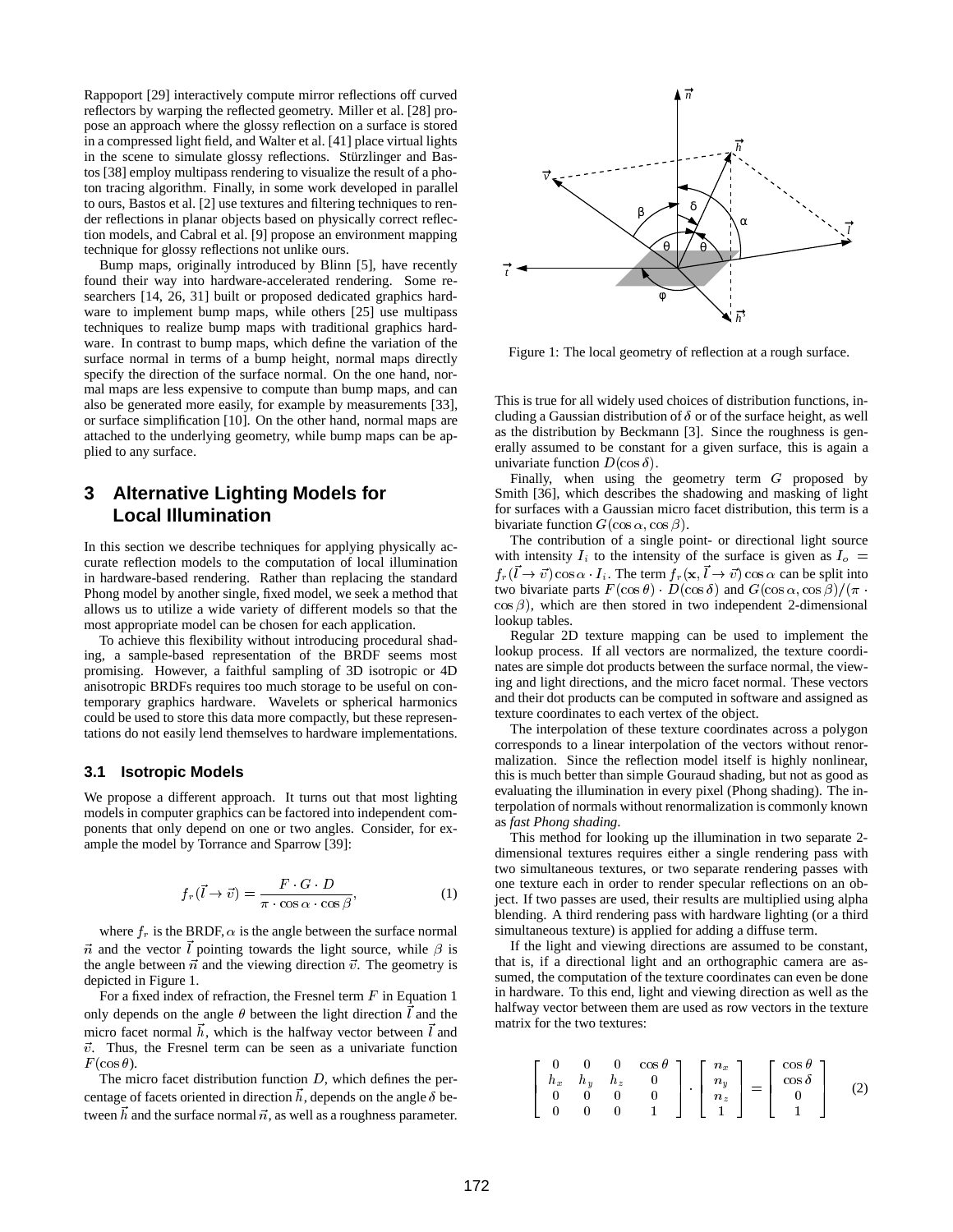Rappoport [29] interactively compute mirror reflections off curved reflectors by warping the reflected geometry. Miller et al. [28] propose an approach where the glossy reflection on a surface is stored in a compressed light field, and Walter et al. [41] place virtual lights in the scene to simulate glossy reflections. Stürzlinger and Bastos [38] employ multipass rendering to visualize the result of a photon tracing algorithm. Finally, in some work developed in parallel to ours, Bastos et al. [2] use textures and filtering techniques to render reflections in planar objects based on physically correct reflection models, and Cabral et al. [9] propose an environment mapping technique for glossy reflections not unlike ours.

Bump maps, originally introduced by Blinn [5], have recently found their way into hardware-accelerated rendering. Some researchers [14, 26, 31] built or proposed dedicated graphics hardware to implement bump maps, while others [25] use multipass techniques to realize bump maps with traditional graphics hardware. In contrast to bump maps, which define the variation of the surface normal in terms of a bump height, normal maps directly specify the direction of the surface normal. On the one hand, normal maps are less expensive to compute than bump maps, and can also be generated more easily, for example by measurements [33], or surface simplification [10]. On the other hand, normal maps are attached to the underlying geometry, while bump maps can be applied to any surface.

## 3 Alternative Lighting Models for Local Illumination

In this section we describe techniques for applying physically accurate reflection models to the computation of local illumination in hardware-based rendering. Rather than replacing the standard Phong model by another single, fixed model, we seek a method that allows us to utilize a wide variety of different models so that the most appropriate model can be chosen for each application.

To achieve this flexibility without introducing procedural shading, a sample-based representation of the BRDF seems most promising. However, a faithful sampling of 3D isotropic or 4D anisotropic BRDFs requires too much storage to be useful on contemporary graphics hardware. Wavelets or spherical harmonics could be used to store this data more compactly, but these representations do not easily lend themselves to hardware implementations.

### 3.1 Isotropic Models

We propose a different approach. It turns out that most lighting models in computer graphics can be factored into independent components that only depend on one or two angles. Consider, for example the model by Torrance and Sparrow [39]:

$$f_r(\vec{l} \rightarrow \vec{v}) = \frac{F \cdot G \cdot D}{\pi \cdot \cos\alpha \cdot \cos\beta}, \qquad (1)$$

where $f_r$ is the BRDF, $\alpha$ is the angle between the surface normal $\vec{n}$ and the vector $\vec{l}$ pointing towards the light source, while $\beta$ is the angle between $\vec{n}$ and the viewing direction $\vec{v}$. The geometry is depicted in Figure 1.

For a fixed index of refraction, the Fresnel term $F$ in Equation 1 only depends on the angle $\theta$ between the light direction $\vec{l}$ and the micro facet normal $\vec{h}$, which is the halfway vector between $\vec{l}$ and $\vec{v}$. Thus, the Fresnel term can be seen as a univariate function $F(\cos\theta)$.

The micro facet distribution function $D$, which defines the percentage of facets oriented in direction $\vec{h}$, depends on the angle $\delta$ between $\vec{h}$ and the surface normal $\vec{n}$, as well as a roughness parameter.

Figure 1: The local geometry of reflection at a rough surface.

This is true for all widely used choices of distribution functions, including a Gaussian distribution of $\delta$ or of the surface height, as well as the distribution by Beckmann [3]. Since the roughness is generally assumed to be constant for a given surface, this is again a univariate function $D(\cos\delta)$.

Finally, when using the geometry term $G$ proposed by Smith [36], which describes the shadowing and masking of light for surfaces with a Gaussian micro facet distribution, this term is a bivariate function $G(\cos\alpha, \cos\beta)$.

The contribution of a single point- or directional light source with intensity $I_i$ to the intensity of the surface is given as $I_o = f_r(\vec{l} \rightarrow \vec{v}) \cos\alpha \cdot I_i$. The term $f_r(\mathbf{x}, \vec{l} \rightarrow \vec{v}) \cos\alpha$ can be split into two bivariate parts $F(\cos\theta) \cdot D(\cos\delta)$ and $G(\cos\alpha, \cos\beta)/(\pi \cdot \cos\beta)$, which are then stored in two independent 2-dimensional lookup tables.

Regular 2D texture mapping can be used to implement the lookup process. If all vectors are normalized, the texture coordinates are simple dot products between the surface normal, the viewing and light directions, and the micro facet normal. These vectors and their dot products can be computed in software and assigned as texture coordinates to each vertex of the object.

The interpolation of these texture coordinates across a polygon corresponds to a linear interpolation of the vectors without renormalization. Since the reflection model itself is highly nonlinear, this is much better than simple Gouraud shading, but not as good as evaluating the illumination in every pixel (Phong shading). The interpolation of normals without renormalization is commonly known as *fast Phong shading*.

This method for looking up the illumination in two separate 2-dimensional textures requires either a single rendering pass with two simultaneous textures, or two separate rendering passes with one texture each in order to render specular reflections on an object. If two passes are used, their results are multiplied using alpha blending. A third rendering pass with hardware lighting (or a third simultaneous texture) is applied for adding a diffuse term.

If the light and viewing directions are assumed to be constant, that is, if a directional light and an orthographic camera are assumed, the computation of the texture coordinates can even be done in hardware. To this end, light and viewing direction as well as the halfway vector between them are used as row vectors in the texture matrix for the two textures:

$$\begin{bmatrix} 0 & 0 & 0 & \cos\theta \\ h_x & h_y & h_z & 0 \\ 0 & 0 & 0 & 0 \\ 0 & 0 & 0 & 1 \end{bmatrix} \cdot \begin{bmatrix} n_x \\ n_y \\ n_z \\ 1 \end{bmatrix} = \begin{bmatrix} \cos\theta \\ \cos\delta \\ 0 \\ 1 \end{bmatrix} \qquad (2)$$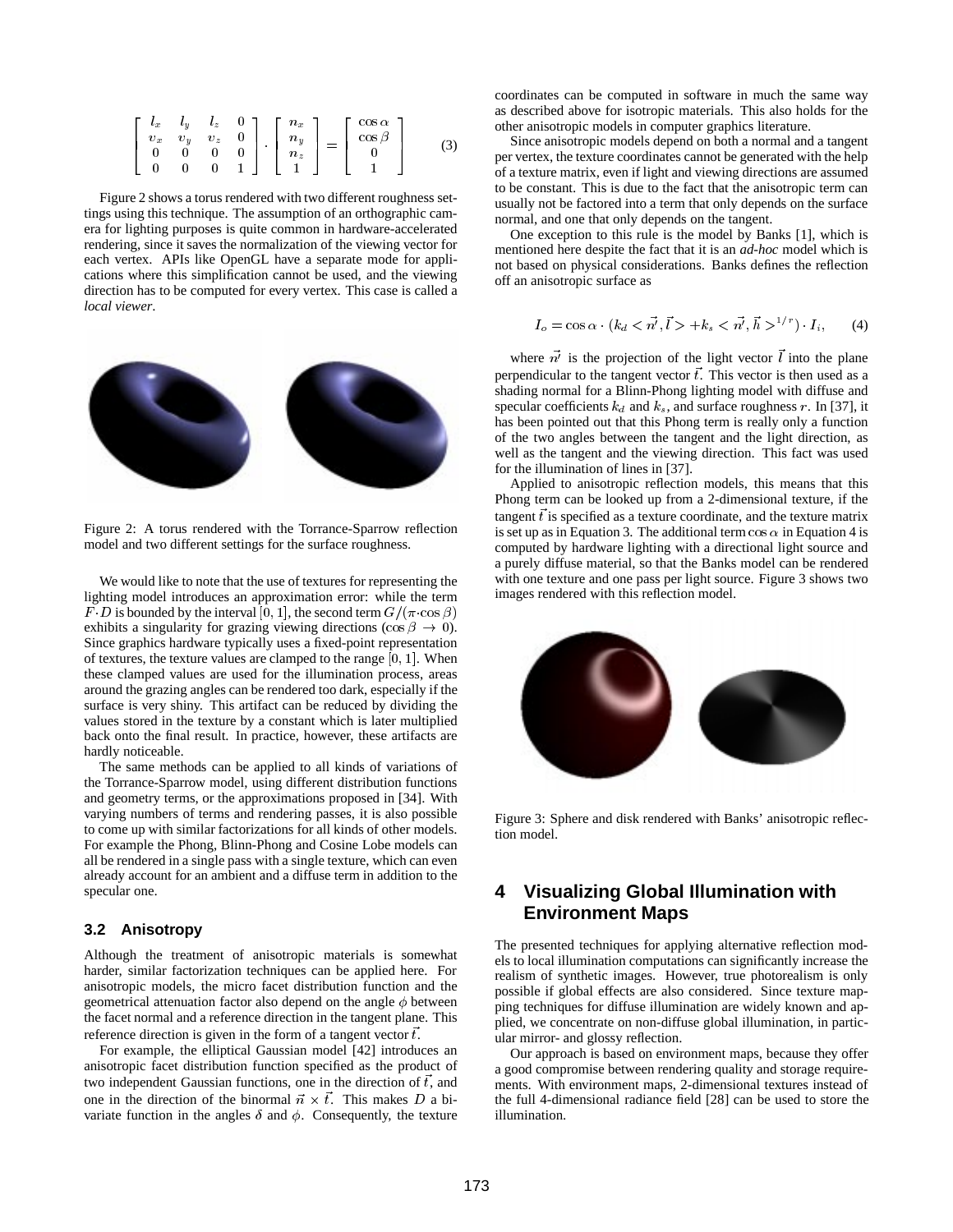$$\begin{bmatrix} l_x & l_y & l_z & 0 \\ v_x & v_y & v_z & 0 \\ 0 & 0 & 0 & 0 \\ 0 & 0 & 0 & 1 \end{bmatrix} \cdot \begin{bmatrix} n_x \\ n_y \\ n_z \\ 1 \end{bmatrix} = \begin{bmatrix} \cos\alpha \\ \cos\beta \\ 0 \\ 1 \end{bmatrix} \qquad (3)$$

Figure 2 shows a torus rendered with two different roughness settings using this technique. The assumption of an orthographic camera for lighting purposes is quite common in hardware-accelerated rendering, since it saves the normalization of the viewing vector for each vertex. APIs like OpenGL have a separate mode for applications where this simplification cannot be used, and the viewing direction has to be computed for every vertex. This case is called a *local viewer*.

Figure 2: A torus rendered with the Torrance-Sparrow reflection model and two different settings for the surface roughness.

We would like to note that the use of textures for representing the lighting model introduces an approximation error: while the term $F \cdot D$ is bounded by the interval $[0, 1]$, the second term $G/(\pi \cdot \cos\beta)$ exhibits a singularity for grazing viewing directions ($\cos\beta \to 0$). Since graphics hardware typically uses a fixed-point representation of textures, the texture values are clamped to the range $[0, 1]$. When these clamped values are used for the illumination process, areas around the grazing angles can be rendered too dark, especially if the surface is very shiny. This artifact can be reduced by dividing the values stored in the texture by a constant which is later multiplied back onto the final result. In practice, however, these artifacts are hardly noticeable.

The same methods can be applied to all kinds of variations of the Torrance-Sparrow model, using different distribution functions and geometry terms, or the approximations proposed in [34]. With varying numbers of terms and rendering passes, it is also possible to come up with similar factorizations for all kinds of other models. For example the Phong, Blinn-Phong and Cosine Lobe models can all be rendered in a single pass with a single texture, which can even already account for an ambient and a diffuse term in addition to the specular one.

### 3.2 Anisotropy

Although the treatment of anisotropic materials is somewhat harder, similar factorization techniques can be applied here. For anisotropic models, the micro facet distribution function and the geometrical attenuation factor also depend on the angle $\phi$ between the facet normal and a reference direction in the tangent plane. This reference direction is given in the form of a tangent vector $\vec{t}$.

For example, the elliptical Gaussian model [42] introduces an anisotropic facet distribution function specified as the product of two independent Gaussian functions, one in the direction of $\vec{t}$, and one in the direction of the binormal $\vec{n} \times \vec{t}$. This makes $D$ a bivariate function in the angles $\delta$ and $\phi$. Consequently, the texture coordinates can be computed in software in much the same way as described above for isotropic materials. This also holds for the other anisotropic models in computer graphics literature.

Since anisotropic models depend on both a normal and a tangent per vertex, the texture coordinates cannot be generated with the help of a texture matrix, even if light and viewing directions are assumed to be constant. This is due to the fact that the anisotropic term can usually not be factored into a term that only depends on the surface normal, and one that only depends on the tangent.

One exception to this rule is the model by Banks [1], which is mentioned here despite the fact that it is an *ad-hoc* model which is not based on physical considerations. Banks defines the reflection off an anisotropic surface as

$$I_o = \cos\alpha \cdot (k_d < \vec{n'}, \vec{l} > + k_s < \vec{n'}, \vec{h} >^{1/r}) \cdot I_i, \qquad (4)$$

where $\vec{n'}$ is the projection of the light vector $\vec{l}$ into the plane perpendicular to the tangent vector $\vec{t}$. This vector is then used as a shading normal for a Blinn-Phong lighting model with diffuse and specular coefficients $k_d$ and $k_s$, and surface roughness $r$. In [37], it has been pointed out that this Phong term is really only a function of the two angles between the tangent and the light direction, as well as the tangent and the viewing direction. This fact was used for the illumination of lines in [37].

Applied to anisotropic reflection models, this means that this Phong term can be looked up from a 2-dimensional texture, if the tangent $\vec{t}$ is specified as a texture coordinate, and the texture matrix is set up as in Equation 3. The additional term $\cos\alpha$ in Equation 4 is computed by hardware lighting with a directional light source and a purely diffuse material, so that the Banks model can be rendered with one texture and one pass per light source. Figure 3 shows two images rendered with this reflection model.

Figure 3: Sphere and disk rendered with Banks' anisotropic reflection model.

## 4 Visualizing Global Illumination with Environment Maps

The presented techniques for applying alternative reflection models to local illumination computations can significantly increase the realism of synthetic images. However, true photorealism is only possible if global effects are also considered. Since texture mapping techniques for diffuse illumination are widely known and applied, we concentrate on non-diffuse global illumination, in particular mirror- and glossy reflection.

Our approach is based on environment maps, because they offer a good compromise between rendering quality and storage requirements. With environment maps, 2-dimensional textures instead of the full 4-dimensional radiance field [28] can be used to store the illumination.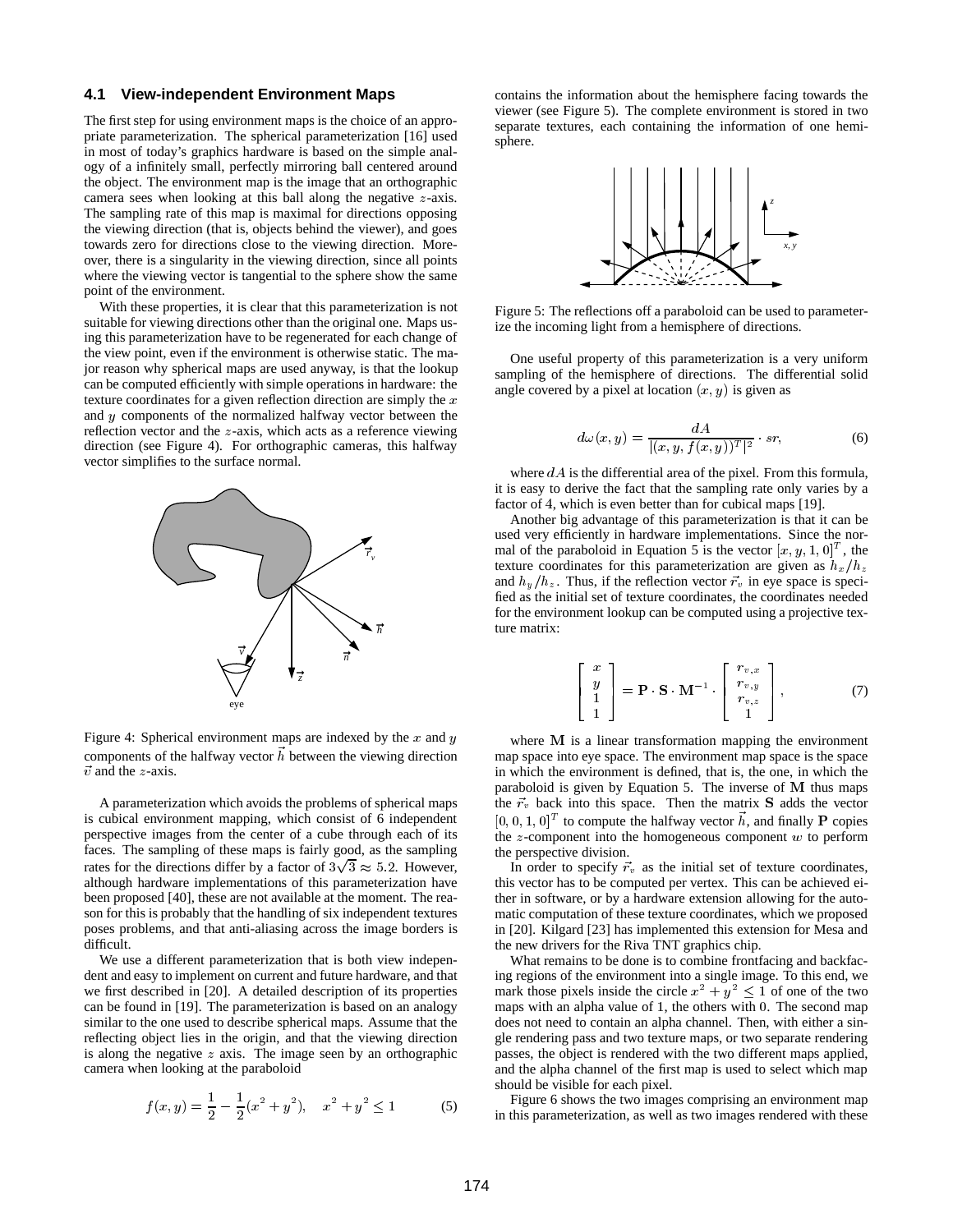### 4.1 View-independent Environment Maps

The first step for using environment maps is the choice of an appropriate parameterization. The spherical parameterization [16] used in most of today's graphics hardware is based on the simple analogy of a infinitely small, perfectly mirroring ball centered around the object. The environment map is the image that an orthographic camera sees when looking at this ball along the negative $z$-axis. The sampling rate of this map is maximal for directions opposing the viewing direction (that is, objects behind the viewer), and goes towards zero for directions close to the viewing direction. Moreover, there is a singularity in the viewing direction, since all points where the viewing vector is tangential to the sphere show the same point of the environment.

With these properties, it is clear that this parameterization is not suitable for viewing directions other than the original one. Maps using this parameterization have to be regenerated for each change of the view point, even if the environment is otherwise static. The major reason why spherical maps are used anyway, is that the lookup can be computed efficiently with simple operations in hardware: the texture coordinates for a given reflection direction are simply the $x$ and $y$ components of the normalized halfway vector between the reflection vector and the $z$-axis, which acts as a reference viewing direction (see Figure 4). For orthographic cameras, this halfway vector simplifies to the surface normal.

Figure 4: Spherical environment maps are indexed by the $x$ and $y$ components of the halfway vector $\vec{h}$ between the viewing direction $\vec{v}$ and the $z$-axis.

A parameterization which avoids the problems of spherical maps is cubical environment mapping, which consist of 6 independent perspective images from the center of a cube through each of its faces. The sampling of these maps is fairly good, as the sampling rates for the directions differ by a factor of $3\sqrt{3} \approx 5.2$. However, although hardware implementations of this parameterization have been proposed [40], these are not available at the moment. The reason for this is probably that the handling of six independent textures poses problems, and that anti-aliasing across the image borders is difficult.

We use a different parameterization that is both view independent and easy to implement on current and future hardware, and that we first described in [20]. A detailed description of its properties can be found in [19]. The parameterization is based on an analogy similar to the one used to describe spherical maps. Assume that the reflecting object lies in the origin, and that the viewing direction is along the negative $z$ axis. The image seen by an orthographic camera when looking at the paraboloid

$$f(x, y) = \frac{1}{2} - \frac{1}{2}(x^2 + y^2), \quad x^2 + y^2 \leq 1 \tag{5}$$

contains the information about the hemisphere facing towards the viewer (see Figure 5). The complete environment is stored in two separate textures, each containing the information of one hemisphere.

Figure 5: The reflections off a paraboloid can be used to parameterize the incoming light from a hemisphere of directions.

One useful property of this parameterization is a very uniform sampling of the hemisphere of directions. The differential solid angle covered by a pixel at location $(x, y)$ is given as

$$d\omega(x, y) = \frac{dA}{|(x, y, f(x, y))^T|^2} \cdot sr, \tag{6}$$

where $dA$ is the differential area of the pixel. From this formula, it is easy to derive the fact that the sampling rate only varies by a factor of 4, which is even better than for cubical maps [19].

Another big advantage of this parameterization is that it can be used very efficiently in hardware implementations. Since the normal of the paraboloid in Equation 5 is the vector $[x, y, 1, 0]^T$, the texture coordinates for this parameterization are given as $h_x/h_z$ and $h_y/h_z$. Thus, if the reflection vector $\vec{r}_v$ in eye space is specified as the initial set of texture coordinates, the coordinates needed for the environment lookup can be computed using a projective texture matrix:

$$\begin{bmatrix} x \\ y \\ 1 \\ 1 \end{bmatrix} = \mathbf{P} \cdot \mathbf{S} \cdot \mathbf{M}^{-1} \cdot \begin{bmatrix} r_{v,x} \\ r_{v,y} \\ r_{v,z} \\ 1 \end{bmatrix}, \tag{7}$$

where $\mathbf{M}$ is a linear transformation mapping the environment map space into eye space. The environment map space is the space in which the environment is defined, that is, the one, in which the paraboloid is given by Equation 5. The inverse of $\mathbf{M}$ thus maps the $\vec{r}_v$ back into this space. Then the matrix $\mathbf{S}$ adds the vector $[0, 0, 1, 0]^T$ to compute the halfway vector $\vec{h}$, and finally $\mathbf{P}$ copies the $z$-component into the homogeneous component $w$ to perform the perspective division.

In order to specify $\vec{r}_v$ as the initial set of texture coordinates, this vector has to be computed per vertex. This can be achieved either in software, or by a hardware extension allowing for the automatic computation of these texture coordinates, which we proposed in [20]. Kilgard [23] has implemented this extension for Mesa and the new drivers for the Riva TNT graphics chip.

What remains to be done is to combine frontfacing and backfacing regions of the environment into a single image. To this end, we mark those pixels inside the circle $x^2 + y^2 \leq 1$ of one of the two maps with an alpha value of 1, the others with 0. The second map does not need to contain an alpha channel. Then, with either a single rendering pass and two texture maps, or two separate rendering passes, the object is rendered with the two different maps applied, and the alpha channel of the first map is used to select which map should be visible for each pixel.

Figure 6 shows the two images comprising an environment map in this parameterization, as well as two images rendered with these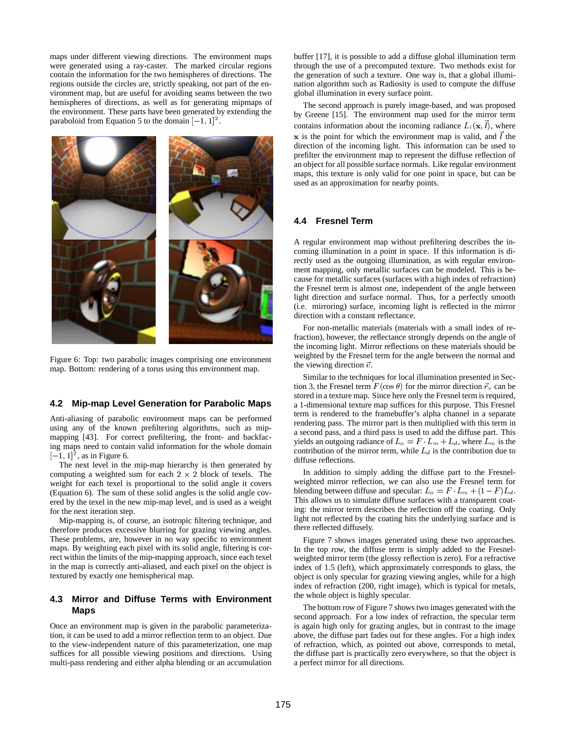maps under different viewing directions. The environment maps were generated using a ray-caster. The marked circular regions contain the information for the two hemispheres of directions. The regions outside the circles are, strictly speaking, not part of the environment map, but are useful for avoiding seams between the two hemispheres of directions, as well as for generating mipmaps of the environment. These parts have been generated by extending the paraboloid from Equation 5 to the domain $[-1, 1]^2$.

Figure 6: Top: two parabolic images comprising one environment map. Bottom: rendering of a torus using this environment map.

### 4.2 Mip-map Level Generation for Parabolic Maps

Anti-aliasing of parabolic environment maps can be performed using any of the known prefiltering algorithms, such as mip-mapping [43]. For correct prefiltering, the front- and backfacing maps need to contain valid information for the whole domain $[-1, 1]^2$, as in Figure 6.

The next level in the mip-map hierarchy is then generated by computing a weighted sum for each $2 \times 2$ block of texels. The weight for each texel is proportional to the solid angle it covers (Equation 6). The sum of these solid angles is the solid angle covered by the texel in the new mip-map level, and is used as a weight for the next iteration step.

Mip-mapping is, of course, an isotropic filtering technique, and therefore produces excessive blurring for grazing viewing angles. These problems, are, however in no way specific to environment maps. By weighting each pixel with its solid angle, filtering is correct within the limits of the mip-mapping approach, since each texel in the map is correctly anti-aliased, and each pixel on the object is textured by exactly one hemispherical map.

### 4.3 Mirror and Diffuse Terms with Environment Maps

Once an environment map is given in the parabolic parameterization, it can be used to add a mirror reflection term to an object. Due to the view-independent nature of this parameterization, one map suffices for all possible viewing positions and directions. Using multi-pass rendering and either alpha blending or an accumulation buffer [17], it is possible to add a diffuse global illumination term through the use of a precomputed texture. Two methods exist for the generation of such a texture. One way is, that a global illumination algorithm such as Radiosity is used to compute the diffuse global illumination in every surface point.

The second approach is purely image-based, and was proposed by Greene [15]. The environment map used for the mirror term contains information about the incoming radiance $L_i(\mathbf{x}, \vec{l})$, where $\mathbf{x}$ is the point for which the environment map is valid, and $\vec{l}$ the direction of the incoming light. This information can be used to prefilter the environment map to represent the diffuse reflection of an object for all possible surface normals. Like regular environment maps, this texture is only valid for one point in space, but can be used as an approximation for nearby points.

### 4.4 Fresnel Term

A regular environment map without prefiltering describes the incoming illumination in a point in space. If this information is directly used as the outgoing illumination, as with regular environment mapping, only metallic surfaces can be modeled. This is because for metallic surfaces (surfaces with a high index of refraction) the Fresnel term is almost one, independent of the angle between light direction and surface normal. Thus, for a perfectly smooth (i.e. mirroring) surface, incoming light is reflected in the mirror direction with a constant reflectance.

For non-metallic materials (materials with a small index of refraction), however, the reflectance strongly depends on the angle of the incoming light. Mirror reflections on these materials should be weighted by the Fresnel term for the angle between the normal and the viewing direction $\vec{v}$.

Similar to the techniques for local illumination presented in Section 3, the Fresnel term $F(\cos\theta)$ for the mirror direction $\vec{r}_v$ can be stored in a texture map. Since here only the Fresnel term is required, a 1-dimensional texture map suffices for this purpose. This Fresnel term is rendered to the framebuffer's alpha channel in a separate rendering pass. The mirror part is then multiplied with this term in a second pass, and a third pass is used to add the diffuse part. This yields an outgoing radiance of $L_o = F \cdot L_m + L_d$, where $L_m$ is the contribution of the mirror term, while $L_d$ is the contribution due to diffuse reflections.

In addition to simply adding the diffuse part to the Fresnel-weighted mirror reflection, we can also use the Fresnel term for blending between diffuse and specular: $L_o = F \cdot L_m + (1 - F)L_d$. This allows us to simulate diffuse surfaces with a transparent coating: the mirror term describes the reflection off the coating. Only light not reflected by the coating hits the underlying surface and is there reflected diffusely.

Figure 7 shows images generated using these two approaches. In the top row, the diffuse term is simply added to the Fresnel-weighted mirror term (the glossy reflection is zero). For a refractive index of 1.5 (left), which approximately corresponds to glass, the object is only specular for grazing viewing angles, while for a high index of refraction (200, right image), which is typical for metals, the whole object is highly specular.

The bottom row of Figure 7 shows two images generated with the second approach. For a low index of refraction, the specular term is again high only for grazing angles, but in contrast to the image above, the diffuse part fades out for these angles. For a high index of refraction, which, as pointed out above, corresponds to metal, the diffuse part is practically zero everywhere, so that the object is a perfect mirror for all directions.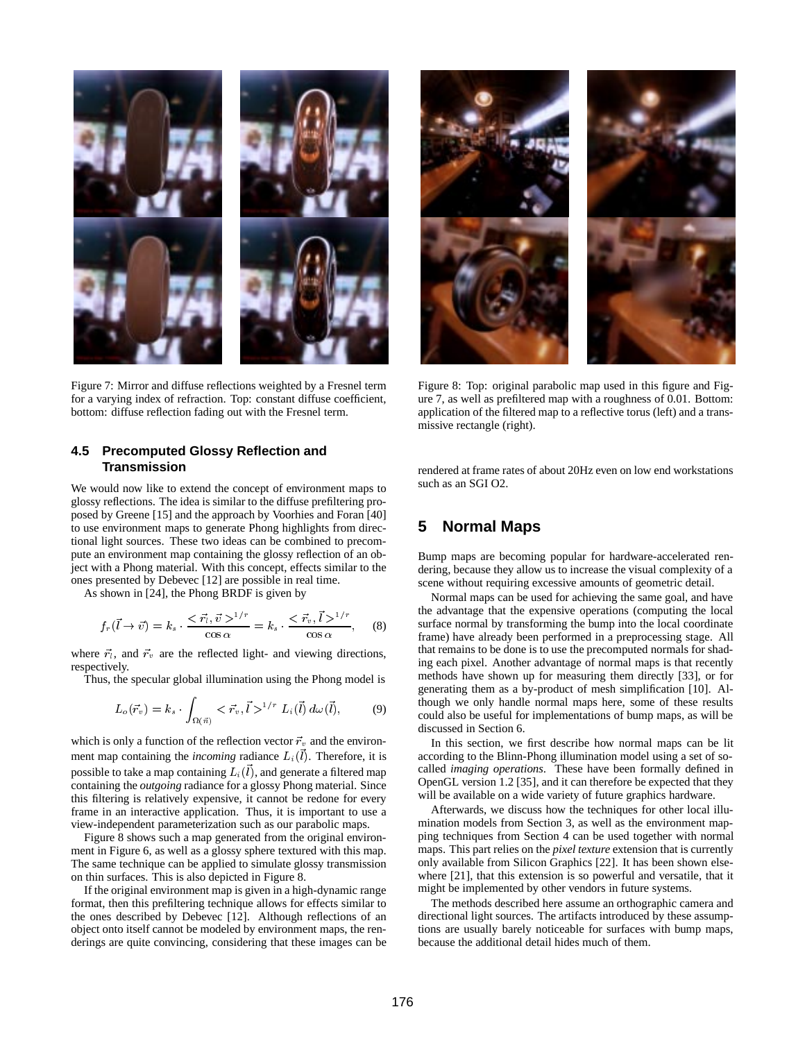Figure 7: Mirror and diffuse reflections weighted by a Fresnel term for a varying index of refraction. Top: constant diffuse coefficient, bottom: diffuse reflection fading out with the Fresnel term.

Figure 8: Top: original parabolic map used in this figure and Figure 7, as well as prefiltered map with a roughness of 0.01. Bottom: application of the filtered map to a reflective torus (left) and a transmissive rectangle (right).

### 4.5 Precomputed Glossy Reflection and Transmission

We would now like to extend the concept of environment maps to glossy reflections. The idea is similar to the diffuse prefiltering proposed by Greene [15] and the approach by Voorhies and Foran [40] to use environment maps to generate Phong highlights from directional light sources. These two ideas can be combined to precompute an environment map containing the glossy reflection of an object with a Phong material. With this concept, effects similar to the ones presented by Debevec [12] are possible in real time.

As shown in [24], the Phong BRDF is given by

$$f_r(\vec{l} \rightarrow \vec{v}) = k_s \cdot \frac{<\vec{r}_l, \vec{v}>^{1/r}}{\cos\alpha} = k_s \cdot \frac{<\vec{r}_v, \vec{l}>^{1/r}}{\cos\alpha}, \qquad (8)$$

where $\vec{r}_l$, and $\vec{r}_v$ are the reflected light- and viewing directions, respectively.

Thus, the specular global illumination using the Phong model is

$$L_o(\vec{r}_v) = k_s \cdot \int_{\Omega(\vec{n})} <\vec{r}_v, \vec{l}>^{1/r} L_i(\vec{l})\, d\omega(\vec{l}), \qquad (9)$$

which is only a function of the reflection vector $\vec{r}_v$ and the environment map containing the *incoming* radiance $L_i(\vec{l})$. Therefore, it is possible to take a map containing $L_i(\vec{l})$, and generate a filtered map containing the *outgoing* radiance for a glossy Phong material. Since this filtering is relatively expensive, it cannot be redone for every frame in an interactive application. Thus, it is important to use a view-independent parameterization such as our parabolic maps.

Figure 8 shows such a map generated from the original environment in Figure 6, as well as a glossy sphere textured with this map. The same technique can be applied to simulate glossy transmission on thin surfaces. This is also depicted in Figure 8.

If the original environment map is given in a high-dynamic range format, then this prefiltering technique allows for effects similar to the ones described by Debevec [12]. Although reflections of an object onto itself cannot be modeled by environment maps, the renderings are quite convincing, considering that these images can be rendered at frame rates of about 20Hz even on low end workstations such as an SGI O2.

## 5 Normal Maps

Bump maps are becoming popular for hardware-accelerated rendering, because they allow us to increase the visual complexity of a scene without requiring excessive amounts of geometric detail.

Normal maps can be used for achieving the same goal, and have the advantage that the expensive operations (computing the local surface normal by transforming the bump into the local coordinate frame) have already been performed in a preprocessing stage. All that remains to be done is to use the precomputed normals for shading each pixel. Another advantage of normal maps is that recently methods have shown up for measuring them directly [33], or for generating them as a by-product of mesh simplification [10]. Although we only handle normal maps here, some of these results could also be useful for implementations of bump maps, as will be discussed in Section 6.

In this section, we first describe how normal maps can be lit according to the Blinn-Phong illumination model using a set of so-called *imaging operations*. These have been formally defined in OpenGL version 1.2 [35], and it can therefore be expected that they will be available on a wide variety of future graphics hardware.

Afterwards, we discuss how the techniques for other local illumination models from Section 3, as well as the environment mapping techniques from Section 4 can be used together with normal maps. This part relies on the *pixel texture* extension that is currently only available from Silicon Graphics [22]. It has been shown elsewhere [21], that this extension is so powerful and versatile, that it might be implemented by other vendors in future systems.

The methods described here assume an orthographic camera and directional light sources. The artifacts introduced by these assumptions are usually barely noticeable for surfaces with bump maps, because the additional detail hides much of them.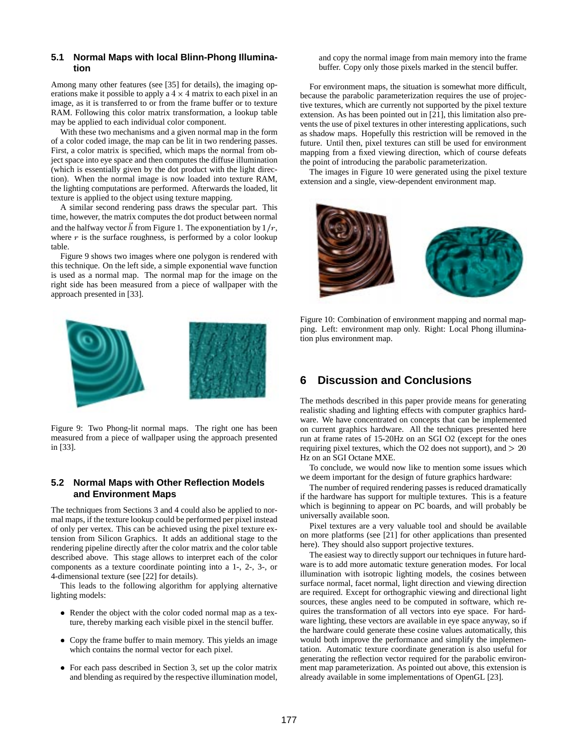### 5.1 Normal Maps with local Blinn-Phong Illumination

Among many other features (see [35] for details), the imaging operations make it possible to apply a $4 \times 4$ matrix to each pixel in an image, as it is transferred to or from the frame buffer or to texture RAM. Following this color matrix transformation, a lookup table may be applied to each individual color component.

With these two mechanisms and a given normal map in the form of a color coded image, the map can be lit in two rendering passes. First, a color matrix is specified, which maps the normal from object space into eye space and then computes the diffuse illumination (which is essentially given by the dot product with the light direction). When the normal image is now loaded into texture RAM, the lighting computations are performed. Afterwards the loaded, lit texture is applied to the object using texture mapping.

A similar second rendering pass draws the specular part. This time, however, the matrix computes the dot product between normal and the halfway vector $\vec{h}$ from Figure 1. The exponentiation by $1/r$, where $r$ is the surface roughness, is performed by a color lookup table.

Figure 9 shows two images where one polygon is rendered with this technique. On the left side, a simple exponential wave function is used as a normal map. The normal map for the image on the right side has been measured from a piece of wallpaper with the approach presented in [33].

Figure 9: Two Phong-lit normal maps. The right one has been measured from a piece of wallpaper using the approach presented in [33].

### 5.2 Normal Maps with Other Reflection Models and Environment Maps

The techniques from Sections 3 and 4 could also be applied to normal maps, if the texture lookup could be performed per pixel instead of only per vertex. This can be achieved using the pixel texture extension from Silicon Graphics. It adds an additional stage to the rendering pipeline directly after the color matrix and the color table described above. This stage allows to interpret each of the color components as a texture coordinate pointing into a 1-, 2-, 3-, or 4-dimensional texture (see [22] for details).

This leads to the following algorithm for applying alternative lighting models:

- Render the object with the color coded normal map as a texture, thereby marking each visible pixel in the stencil buffer.
- Copy the frame buffer to main memory. This yields an image which contains the normal vector for each pixel.
- For each pass described in Section 3, set up the color matrix and blending as required by the respective illumination model, and copy the normal image from main memory into the frame buffer. Copy only those pixels marked in the stencil buffer.

For environment maps, the situation is somewhat more difficult, because the parabolic parameterization requires the use of projective textures, which are currently not supported by the pixel texture extension. As has been pointed out in [21], this limitation also prevents the use of pixel textures in other interesting applications, such as shadow maps. Hopefully this restriction will be removed in the future. Until then, pixel textures can still be used for environment mapping from a fixed viewing direction, which of course defeats the point of introducing the parabolic parameterization.

The images in Figure 10 were generated using the pixel texture extension and a single, view-dependent environment map.

Figure 10: Combination of environment mapping and normal mapping. Left: environment map only. Right: Local Phong illumination plus environment map.

## 6 Discussion and Conclusions

The methods described in this paper provide means for generating realistic shading and lighting effects with computer graphics hardware. We have concentrated on concepts that can be implemented on current graphics hardware. All the techniques presented here run at frame rates of 15-20Hz on an SGI O2 (except for the ones requiring pixel textures, which the O2 does not support), and $> 20$ Hz on an SGI Octane MXE.

To conclude, we would now like to mention some issues which we deem important for the design of future graphics hardware:

The number of required rendering passes is reduced dramatically if the hardware has support for multiple textures. This is a feature which is beginning to appear on PC boards, and will probably be universally available soon.

Pixel textures are a very valuable tool and should be available on more platforms (see [21] for other applications than presented here). They should also support projective textures.

The easiest way to directly support our techniques in future hardware is to add more automatic texture generation modes. For local illumination with isotropic lighting models, the cosines between surface normal, facet normal, light direction and viewing direction are required. Except for orthographic viewing and directional light sources, these angles need to be computed in software, which requires the transformation of all vectors into eye space. For hardware lighting, these vectors are available in eye space anyway, so if the hardware could generate these cosine values automatically, this would both improve the performance and simplify the implementation. Automatic texture coordinate generation is also useful for generating the reflection vector required for the parabolic environment map parameterization. As pointed out above, this extension is already available in some implementations of OpenGL [23].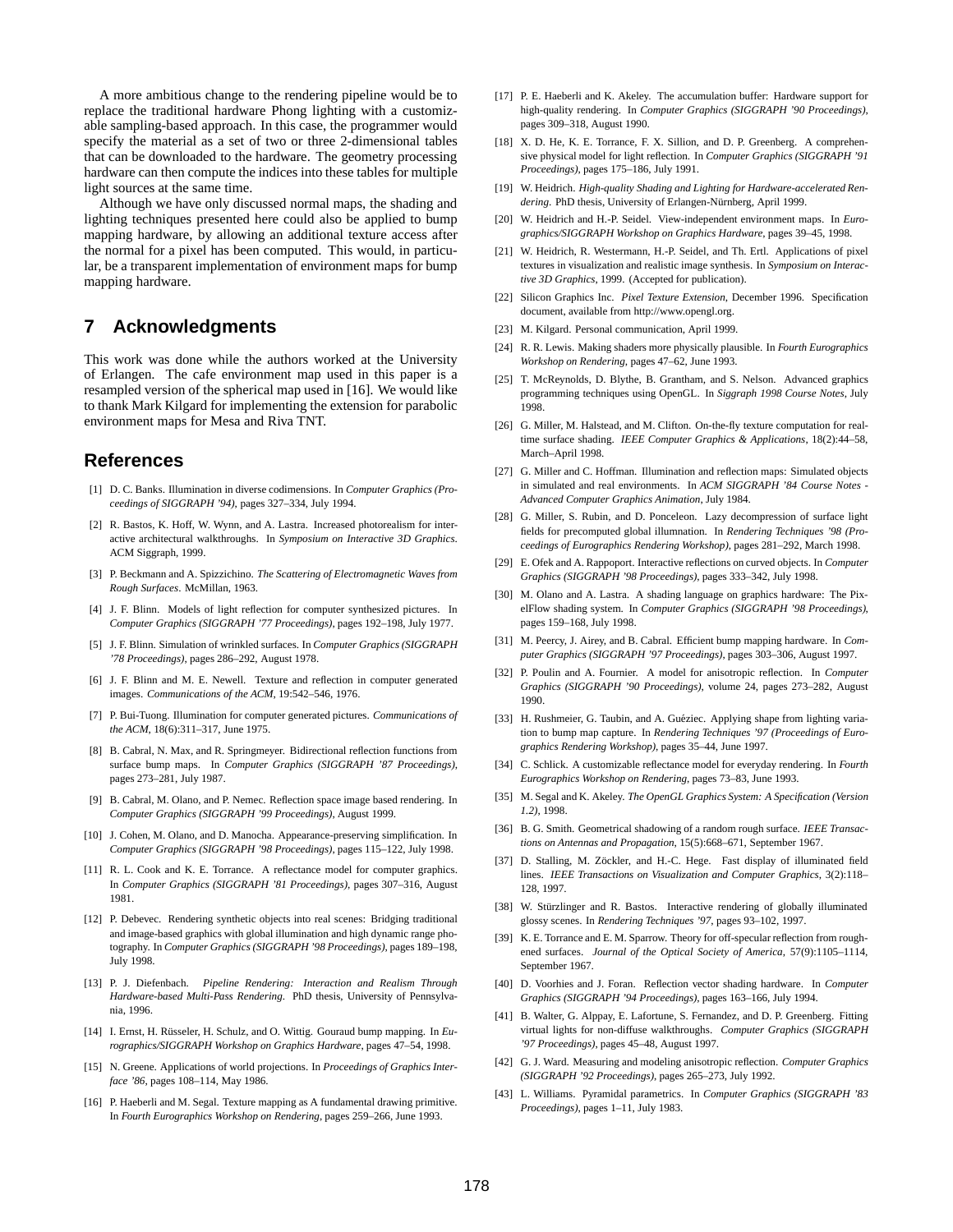A more ambitious change to the rendering pipeline would be to replace the traditional hardware Phong lighting with a customizable sampling-based approach. In this case, the programmer would specify the material as a set of two or three 2-dimensional tables that can be downloaded to the hardware. The geometry processing hardware can then compute the indices into these tables for multiple light sources at the same time.

Although we have only discussed normal maps, the shading and lighting techniques presented here could also be applied to bump mapping hardware, by allowing an additional texture access after the normal for a pixel has been computed. This would, in particular, be a transparent implementation of environment maps for bump mapping hardware.

## 7 Acknowledgments

This work was done while the authors worked at the University of Erlangen. The cafe environment map used in this paper is a resampled version of the spherical map used in [16]. We would like to thank Mark Kilgard for implementing the extension for parabolic environment maps for Mesa and Riva TNT.

## References

[1] D. C. Banks. Illumination in diverse codimensions. In *Computer Graphics (Proceedings of SIGGRAPH '94)*, pages 327–334, July 1994.

[2] R. Bastos, K. Hoff, W. Wynn, and A. Lastra. Increased photorealism for interactive architectural walkthroughs. In *Symposium on Interactive 3D Graphics*. ACM Siggraph, 1999.

[3] P. Beckmann and A. Spizzichino. *The Scattering of Electromagnetic Waves from Rough Surfaces*. McMillan, 1963.

[4] J. F. Blinn. Models of light reflection for computer synthesized pictures. In *Computer Graphics (SIGGRAPH '77 Proceedings)*, pages 192–198, July 1977.

[5] J. F. Blinn. Simulation of wrinkled surfaces. In *Computer Graphics (SIGGRAPH '78 Proceedings)*, pages 286–292, August 1978.

[6] J. F. Blinn and M. E. Newell. Texture and reflection in computer generated images. *Communications of the ACM*, 19:542–546, 1976.

[7] P. Bui-Tuong. Illumination for computer generated pictures. *Communications of the ACM*, 18(6):311–317, June 1975.

[8] B. Cabral, N. Max, and R. Springmeyer. Bidirectional reflection functions from surface bump maps. In *Computer Graphics (SIGGRAPH '87 Proceedings)*, pages 273–281, July 1987.

[9] B. Cabral, M. Olano, and P. Nemec. Reflection space image based rendering. In *Computer Graphics (SIGGRAPH '99 Proceedings)*, August 1999.

[10] J. Cohen, M. Olano, and D. Manocha. Appearance-preserving simplification. In *Computer Graphics (SIGGRAPH '98 Proceedings)*, pages 115–122, July 1998.

[11] R. L. Cook and K. E. Torrance. A reflectance model for computer graphics. In *Computer Graphics (SIGGRAPH '81 Proceedings)*, pages 307–316, August 1981.

[12] P. Debevec. Rendering synthetic objects into real scenes: Bridging traditional and image-based graphics with global illumination and high dynamic range photography. In *Computer Graphics (SIGGRAPH '98 Proceedings)*, pages 189–198, July 1998.

[13] P. J. Diefenbach. *Pipeline Rendering: Interaction and Realism Through Hardware-based Multi-Pass Rendering*. PhD thesis, University of Pennsylvania, 1996.

[14] I. Ernst, H. Rüsseler, H. Schulz, and O. Wittig. Gouraud bump mapping. In *Eurographics/SIGGRAPH Workshop on Graphics Hardware*, pages 47–54, 1998.

[15] N. Greene. Applications of world projections. In *Proceedings of Graphics Interface '86*, pages 108–114, May 1986.

[16] P. Haeberli and M. Segal. Texture mapping as A fundamental drawing primitive. In *Fourth Eurographics Workshop on Rendering*, pages 259–266, June 1993.

[17] P. E. Haeberli and K. Akeley. The accumulation buffer: Hardware support for high-quality rendering. In *Computer Graphics (SIGGRAPH '90 Proceedings)*, pages 309–318, August 1990.

[18] X. D. He, K. E. Torrance, F. X. Sillion, and D. P. Greenberg. A comprehensive physical model for light reflection. In *Computer Graphics (SIGGRAPH '91 Proceedings)*, pages 175–186, July 1991.

[19] W. Heidrich. *High-quality Shading and Lighting for Hardware-accelerated Rendering*. PhD thesis, University of Erlangen-Nürnberg, April 1999.

[20] W. Heidrich and H.-P. Seidel. View-independent environment maps. In *Eurographics/SIGGRAPH Workshop on Graphics Hardware*, pages 39–45, 1998.

[21] W. Heidrich, R. Westermann, H.-P. Seidel, and Th. Ertl. Applications of pixel textures in visualization and realistic image synthesis. In *Symposium on Interactive 3D Graphics*, 1999. (Accepted for publication).

[22] Silicon Graphics Inc. *Pixel Texture Extension*, December 1996. Specification document, available from http://www.opengl.org.

[23] M. Kilgard. Personal communication, April 1999.

[24] R. R. Lewis. Making shaders more physically plausible. In *Fourth Eurographics Workshop on Rendering*, pages 47–62, June 1993.

[25] T. McReynolds, D. Blythe, B. Grantham, and S. Nelson. Advanced graphics programming techniques using OpenGL. In *Siggraph 1998 Course Notes*, July 1998.

[26] G. Miller, M. Halstead, and M. Clifton. On-the-fly texture computation for real-time surface shading. *IEEE Computer Graphics & Applications*, 18(2):44–58, March–April 1998.

[27] G. Miller and C. Hoffman. Illumination and reflection maps: Simulated objects in simulated and real environments. In *ACM SIGGRAPH '84 Course Notes - Advanced Computer Graphics Animation*, July 1984.

[28] G. Miller, S. Rubin, and D. Ponceleon. Lazy decompression of surface light fields for precomputed global illumnation. In *Rendering Techniques '98 (Proceedings of Eurographics Rendering Workshop)*, pages 281–292, March 1998.

[29] E. Ofek and A. Rappoport. Interactive reflections on curved objects. In *Computer Graphics (SIGGRAPH '98 Proceedings)*, pages 333–342, July 1998.

[30] M. Olano and A. Lastra. A shading language on graphics hardware: The PixelFlow shading system. In *Computer Graphics (SIGGRAPH '98 Proceedings)*, pages 159–168, July 1998.

[31] M. Peercy, J. Airey, and B. Cabral. Efficient bump mapping hardware. In *Computer Graphics (SIGGRAPH '97 Proceedings)*, pages 303–306, August 1997.

[32] P. Poulin and A. Fournier. A model for anisotropic reflection. In *Computer Graphics (SIGGRAPH '90 Proceedings)*, volume 24, pages 273–282, August 1990.

[33] H. Rushmeier, G. Taubin, and A. Guéziec. Applying shape from lighting variation to bump map capture. In *Rendering Techniques '97 (Proceedings of Eurographics Rendering Workshop)*, pages 35–44, June 1997.

[34] C. Schlick. A customizable reflectance model for everyday rendering. In *Fourth Eurographics Workshop on Rendering*, pages 73–83, June 1993.

[35] M. Segal and K. Akeley. *The OpenGL Graphics System: A Specification (Version 1.2)*, 1998.

[36] B. G. Smith. Geometrical shadowing of a random rough surface. *IEEE Transactions on Antennas and Propagation*, 15(5):668–671, September 1967.

[37] D. Stalling, M. Zöckler, and H.-C. Hege. Fast display of illuminated field lines. *IEEE Transactions on Visualization and Computer Graphics*, 3(2):118–128, 1997.

[38] W. Stürzlinger and R. Bastos. Interactive rendering of globally illuminated glossy scenes. In *Rendering Techniques '97*, pages 93–102, 1997.

[39] K. E. Torrance and E. M. Sparrow. Theory for off-specular reflection from roughened surfaces. *Journal of the Optical Society of America*, 57(9):1105–1114, September 1967.

[40] D. Voorhies and J. Foran. Reflection vector shading hardware. In *Computer Graphics (SIGGRAPH '94 Proceedings)*, pages 163–166, July 1994.

[41] B. Walter, G. Alppay, E. Lafortune, S. Fernandez, and D. P. Greenberg. Fitting virtual lights for non-diffuse walkthroughs. *Computer Graphics (SIGGRAPH '97 Proceedings)*, pages 45–48, August 1997.

[42] G. J. Ward. Measuring and modeling anisotropic reflection. *Computer Graphics (SIGGRAPH '92 Proceedings)*, pages 265–273, July 1992.

[43] L. Williams. Pyramidal parametrics. In *Computer Graphics (SIGGRAPH '83 Proceedings)*, pages 1–11, July 1983.